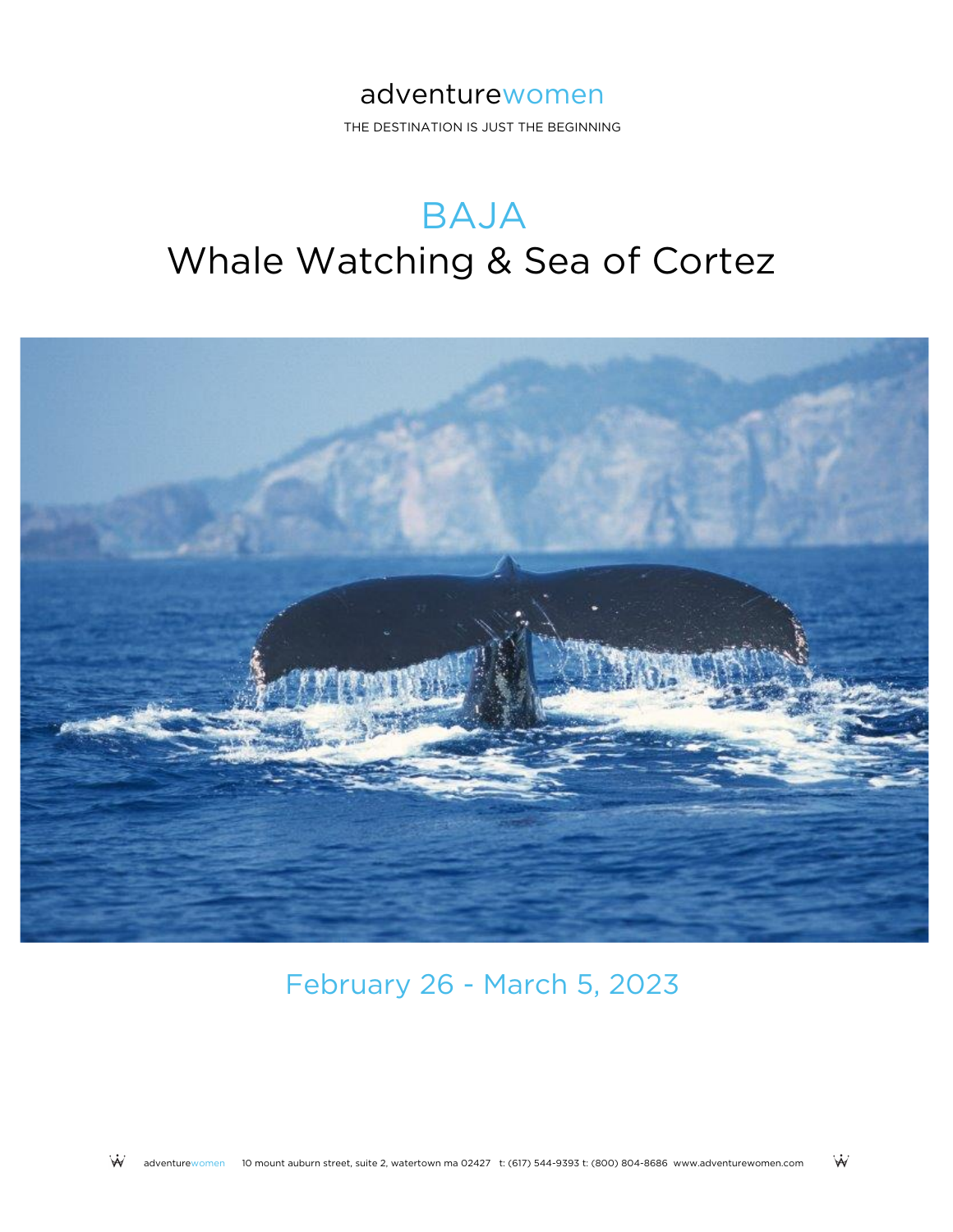adventurewomen

THE DESTINATION IS JUST THE BEGINNING

# BAJA

# Whale Watching & Sea of Cortez

February 26 - March 5, 2023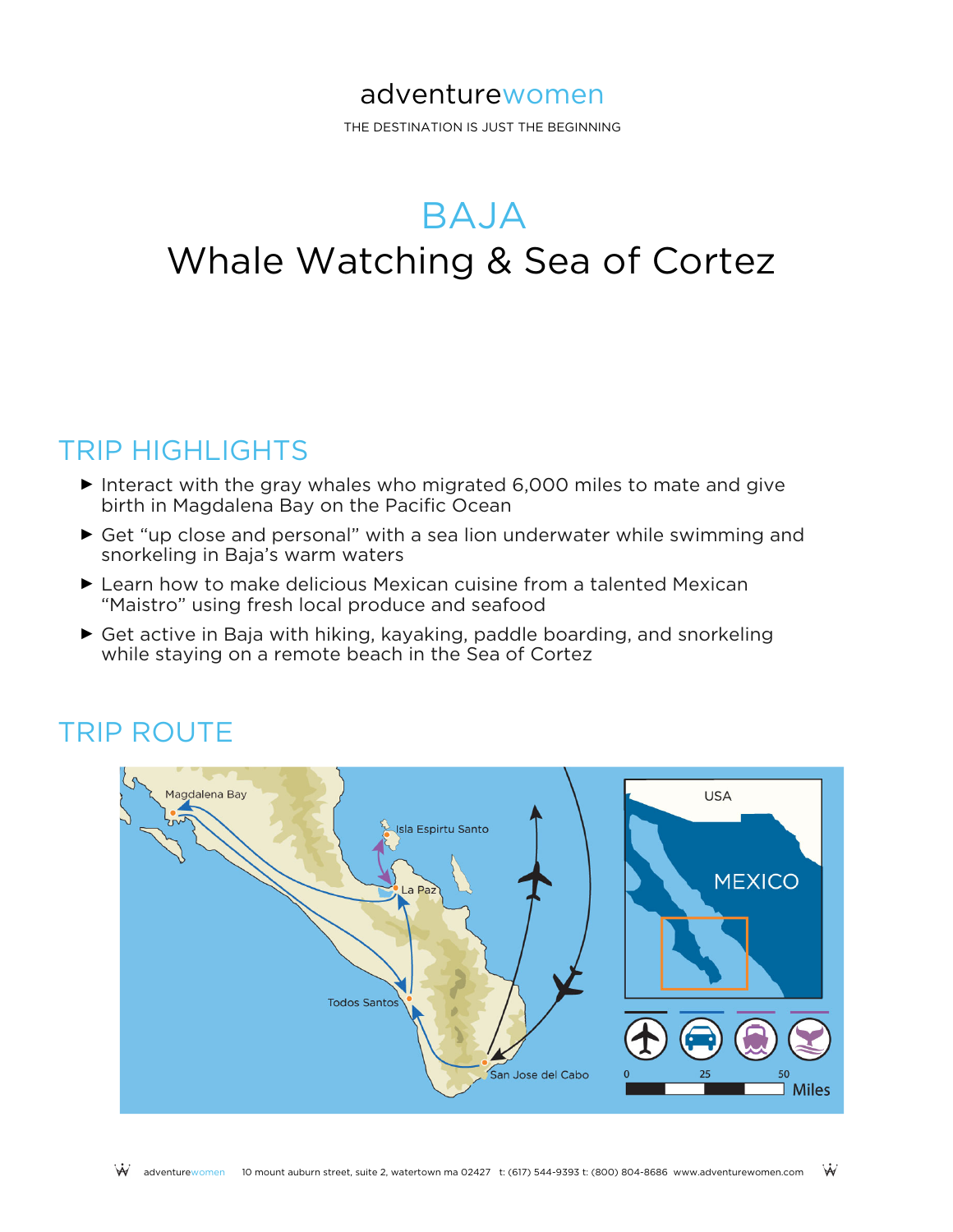adventurewomen

THE DESTINATION IS JUST THE BEGINNING

# BAJA

## Whale Watching & Sea of Cortez

## TRIP HIGHLIGHTS

- Interact with the gray whales who migrated 6,000 miles to mate and give birth in Magdalena Bay on the Pacific Ocean
- Get "up close and personal" with a sea lion underwater while swimming and snorkeling in Baja's warm waters
- Learn how to make delicious Mexican cuisine from a talented Mexican "Maistro" using fresh local produce and seafood
- Get active in Baja with hiking, kayaking, paddle boarding, and snorkeling while staying on a remote beach in the Sea of Cortez

## TRIP ROUTE

Magdalena Bay · Isla Espirtu Santo · La Paz · Todos Santos · San Jose del Cabo · USA · MEXICO

0 · 25 · 50 Miles

adventurewomen | 10 mount auburn street, suite 2, watertown ma 02427 t: (617) 544-9393 t: (800) 804-8686 www.adventurewomen.com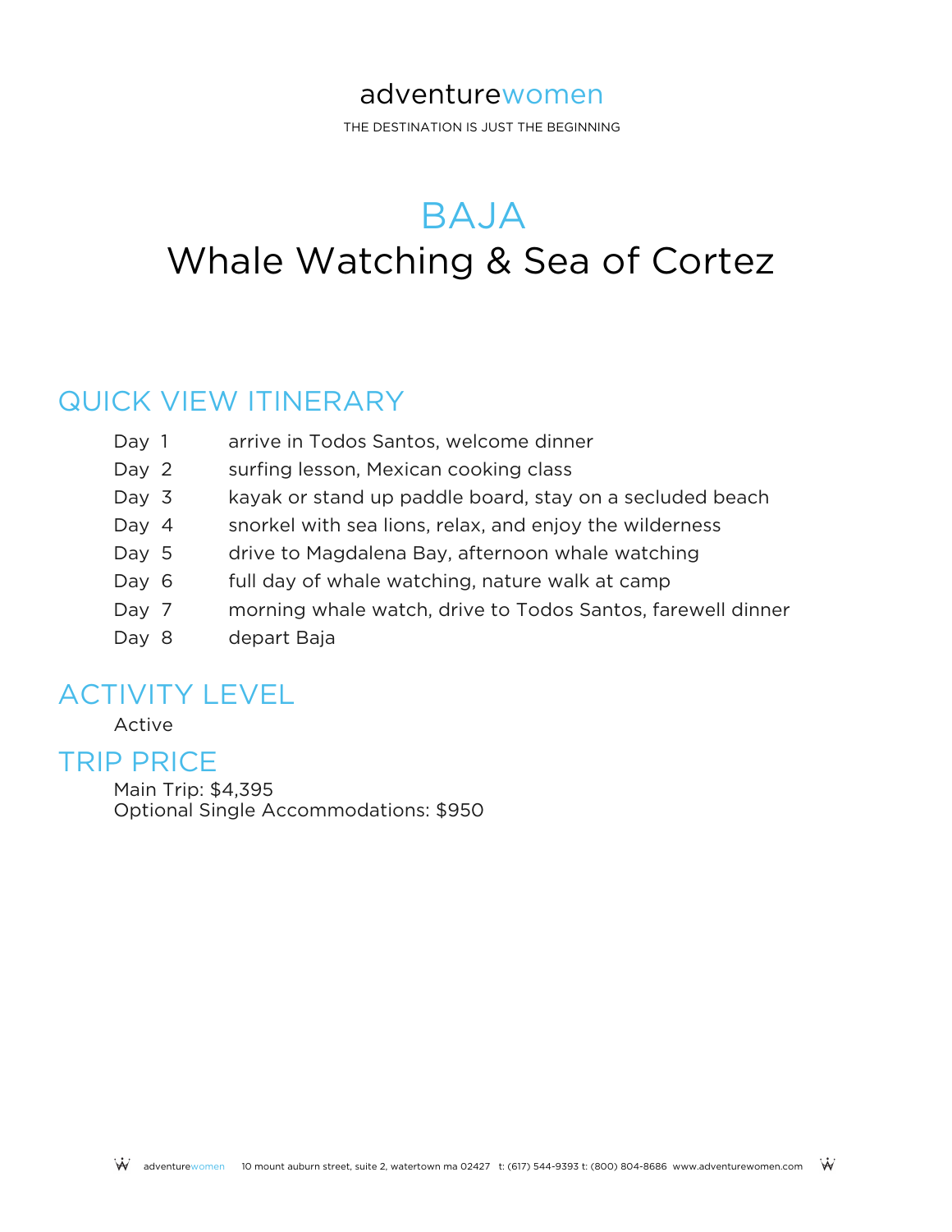adventurewomen

THE DESTINATION IS JUST THE BEGINNING

# BAJA
# Whale Watching & Sea of Cortez

## QUICK VIEW ITINERARY

| | |
|---|---|
| Day 1 | arrive in Todos Santos, welcome dinner |
| Day 2 | surfing lesson, Mexican cooking class |
| Day 3 | kayak or stand up paddle board, stay on a secluded beach |
| Day 4 | snorkel with sea lions, relax, and enjoy the wilderness |
| Day 5 | drive to Magdalena Bay, afternoon whale watching |
| Day 6 | full day of whale watching, nature walk at camp |
| Day 7 | morning whale watch, drive to Todos Santos, farewell dinner |
| Day 8 | depart Baja |

## ACTIVITY LEVEL

Active

## TRIP PRICE

Main Trip: $4,395
Optional Single Accommodations: $950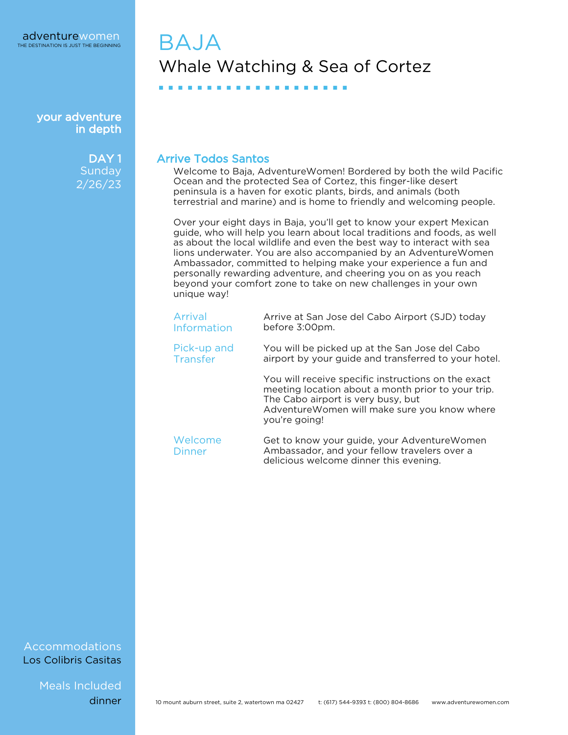# BAJA

## Whale Watching & Sea of Cortez

**your adventure in depth**

**DAY 1**
Sunday
2/26/23

### Arrive Todos Santos

Welcome to Baja, AdventureWomen! Bordered by both the wild Pacific Ocean and the protected Sea of Cortez, this finger-like desert peninsula is a haven for exotic plants, birds, and animals (both terrestrial and marine) and is home to friendly and welcoming people.

Over your eight days in Baja, you'll get to know your expert Mexican guide, who will help you learn about local traditions and foods, as well as about the local wildlife and even the best way to interact with sea lions underwater. You are also accompanied by an AdventureWomen Ambassador, committed to helping make your experience a fun and personally rewarding adventure, and cheering you on as you reach beyond your comfort zone to take on new challenges in your own unique way!

**Arrival Information**
Arrive at San Jose del Cabo Airport (SJD) today before 3:00pm.

**Pick-up and Transfer**
You will be picked up at the San Jose del Cabo airport by your guide and transferred to your hotel.

You will receive specific instructions on the exact meeting location about a month prior to your trip. The Cabo airport is very busy, but AdventureWomen will make sure you know where you're going!

**Welcome Dinner**
Get to know your guide, your AdventureWomen Ambassador, and your fellow travelers over a delicious welcome dinner this evening.

**Accommodations**
Los Colibris Casitas

**Meals Included**
dinner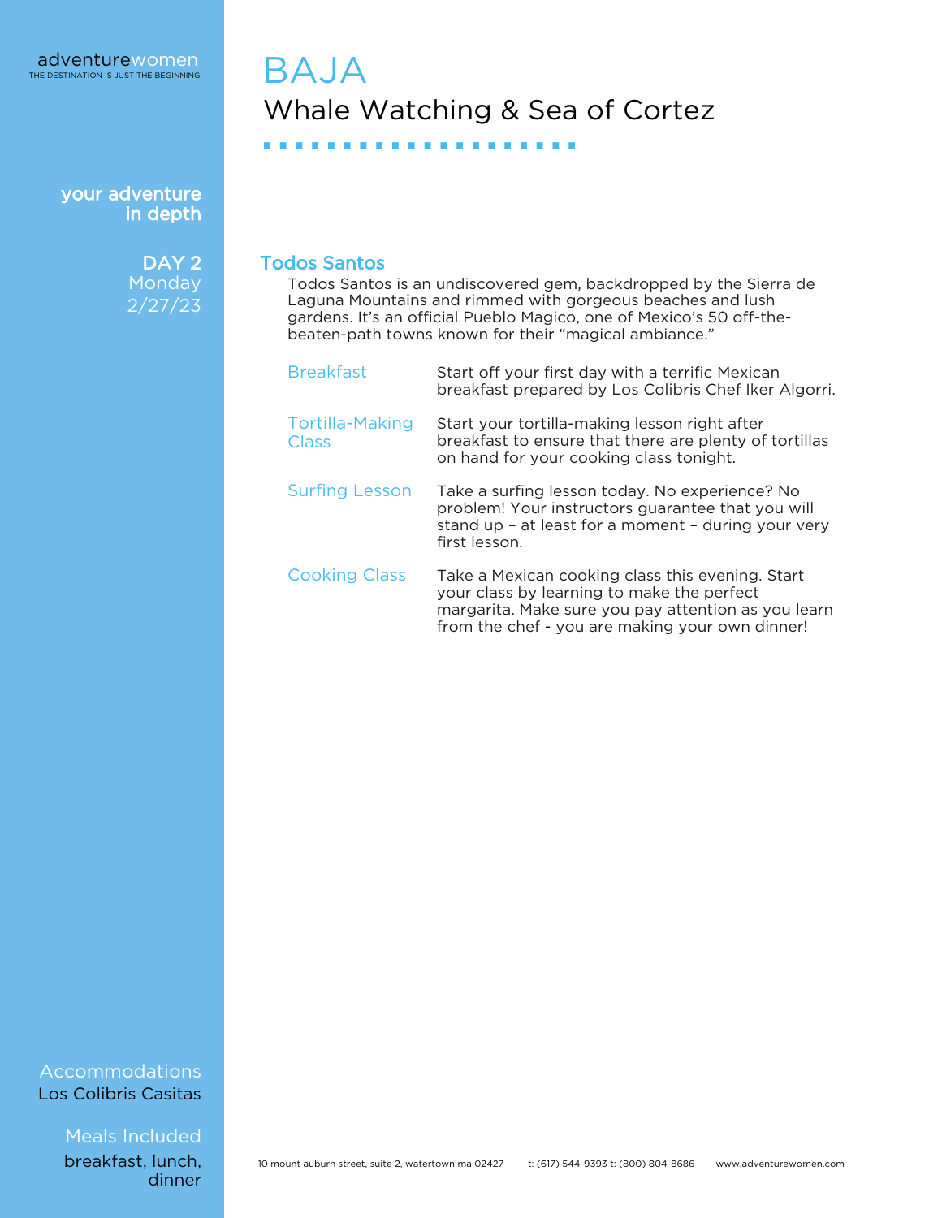# BAJA

## Whale Watching & Sea of Cortez

your adventure in depth

**DAY 2**
Monday
2/27/23

### Todos Santos

Todos Santos is an undiscovered gem, backdropped by the Sierra de Laguna Mountains and rimmed with gorgeous beaches and lush gardens. It's an official Pueblo Magico, one of Mexico's 50 off-the-beaten-path towns known for their "magical ambiance."

| | |
|---|---|
| Breakfast | Start off your first day with a terrific Mexican breakfast prepared by Los Colibris Chef Iker Algorri. |
| Tortilla-Making Class | Start your tortilla-making lesson right after breakfast to ensure that there are plenty of tortillas on hand for your cooking class tonight. |
| Surfing Lesson | Take a surfing lesson today. No experience? No problem! Your instructors guarantee that you will stand up – at least for a moment – during your very first lesson. |
| Cooking Class | Take a Mexican cooking class this evening. Start your class by learning to make the perfect margarita. Make sure you pay attention as you learn from the chef - you are making your own dinner! |

**Accommodations**
Los Colibris Casitas

**Meals Included**
breakfast, lunch, dinner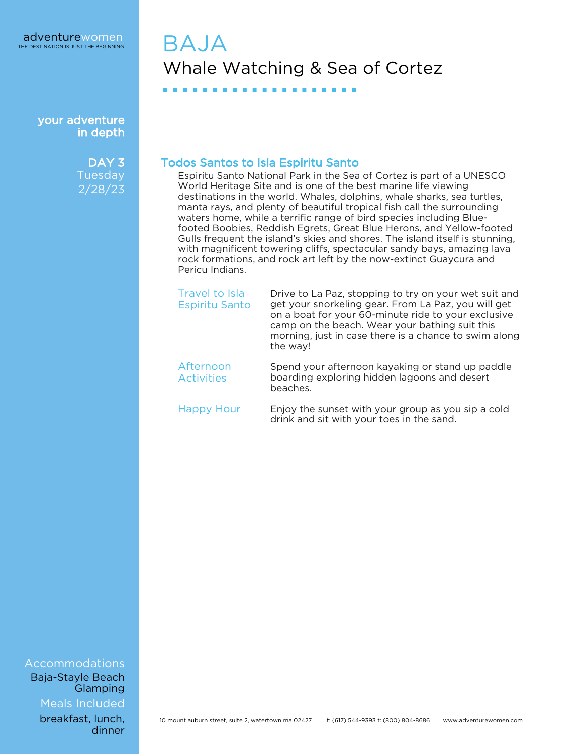# BAJA

## Whale Watching & Sea of Cortez

your adventure in depth

**DAY 3**
Tuesday
2/28/23

### Todos Santos to Isla Espiritu Santo

Espiritu Santo National Park in the Sea of Cortez is part of a UNESCO World Heritage Site and is one of the best marine life viewing destinations in the world. Whales, dolphins, whale sharks, sea turtles, manta rays, and plenty of beautiful tropical fish call the surrounding waters home, while a terrific range of bird species including Blue-footed Boobies, Reddish Egrets, Great Blue Herons, and Yellow-footed Gulls frequent the island's skies and shores. The island itself is stunning, with magnificent towering cliffs, spectacular sandy bays, amazing lava rock formations, and rock art left by the now-extinct Guaycura and Pericu Indians.

**Travel to Isla Espiritu Santo**
Drive to La Paz, stopping to try on your wet suit and get your snorkeling gear. From La Paz, you will get on a boat for your 60-minute ride to your exclusive camp on the beach. Wear your bathing suit this morning, just in case there is a chance to swim along the way!

**Afternoon Activities**
Spend your afternoon kayaking or stand up paddle boarding exploring hidden lagoons and desert beaches.

**Happy Hour**
Enjoy the sunset with your group as you sip a cold drink and sit with your toes in the sand.

**Accommodations**
Baja-Stayle Beach Glamping

**Meals Included**
breakfast, lunch, dinner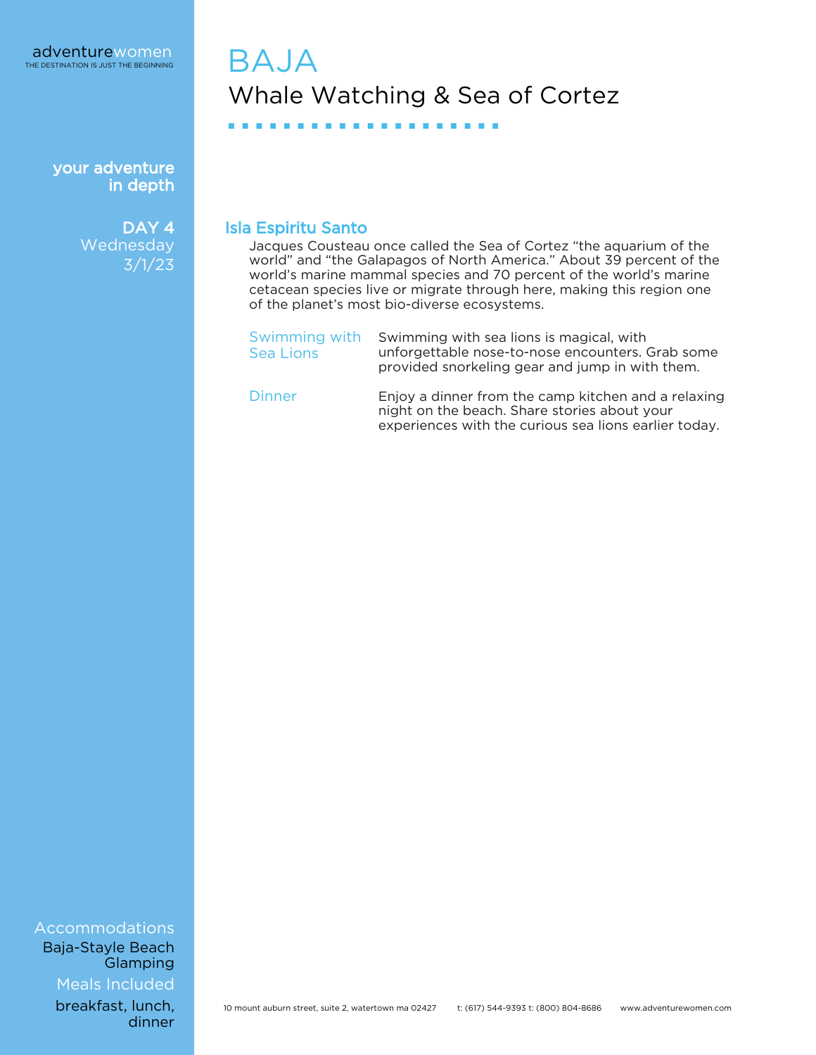# BAJA

## Whale Watching & Sea of Cortez

your adventure in depth

**DAY 4**
Wednesday
3/1/23

### Isla Espiritu Santo

Jacques Cousteau once called the Sea of Cortez "the aquarium of the world" and "the Galapagos of North America." About 39 percent of the world's marine mammal species and 70 percent of the world's marine cetacean species live or migrate through here, making this region one of the planet's most bio-diverse ecosystems.

| | |
|---|---|
| Swimming with Sea Lions | Swimming with sea lions is magical, with unforgettable nose-to-nose encounters. Grab some provided snorkeling gear and jump in with them. |
| Dinner | Enjoy a dinner from the camp kitchen and a relaxing night on the beach. Share stories about your experiences with the curious sea lions earlier today. |

**Accommodations**
Baja-Stayle Beach Glamping

**Meals Included**
breakfast, lunch, dinner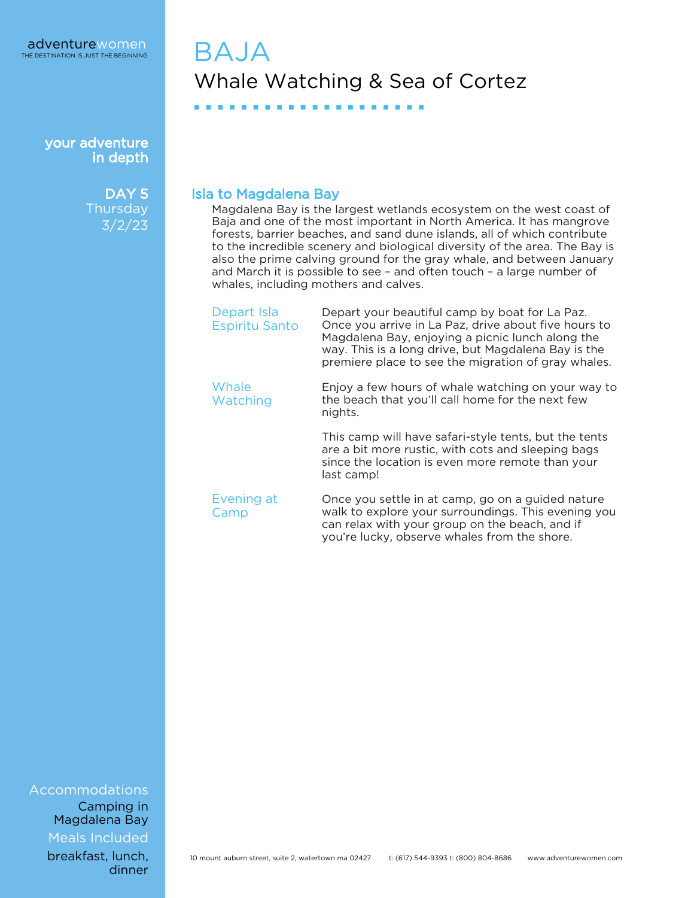# BAJA

## Whale Watching & Sea of Cortez

**your adventure in depth**

**DAY 5**
Thursday
3/2/23

### Isla to Magdalena Bay

Magdalena Bay is the largest wetlands ecosystem on the west coast of Baja and one of the most important in North America. It has mangrove forests, barrier beaches, and sand dune islands, all of which contribute to the incredible scenery and biological diversity of the area. The Bay is also the prime calving ground for the gray whale, and between January and March it is possible to see – and often touch – a large number of whales, including mothers and calves.

**Depart Isla Espiritu Santo**

Depart your beautiful camp by boat for La Paz. Once you arrive in La Paz, drive about five hours to Magdalena Bay, enjoying a picnic lunch along the way. This is a long drive, but Magdalena Bay is the premiere place to see the migration of gray whales.

**Whale Watching**

Enjoy a few hours of whale watching on your way to the beach that you'll call home for the next few nights.

This camp will have safari-style tents, but the tents are a bit more rustic, with cots and sleeping bags since the location is even more remote than your last camp!

**Evening at Camp**

Once you settle in at camp, go on a guided nature walk to explore your surroundings. This evening you can relax with your group on the beach, and if you're lucky, observe whales from the shore.

**Accommodations**
Camping in Magdalena Bay

**Meals Included**
breakfast, lunch, dinner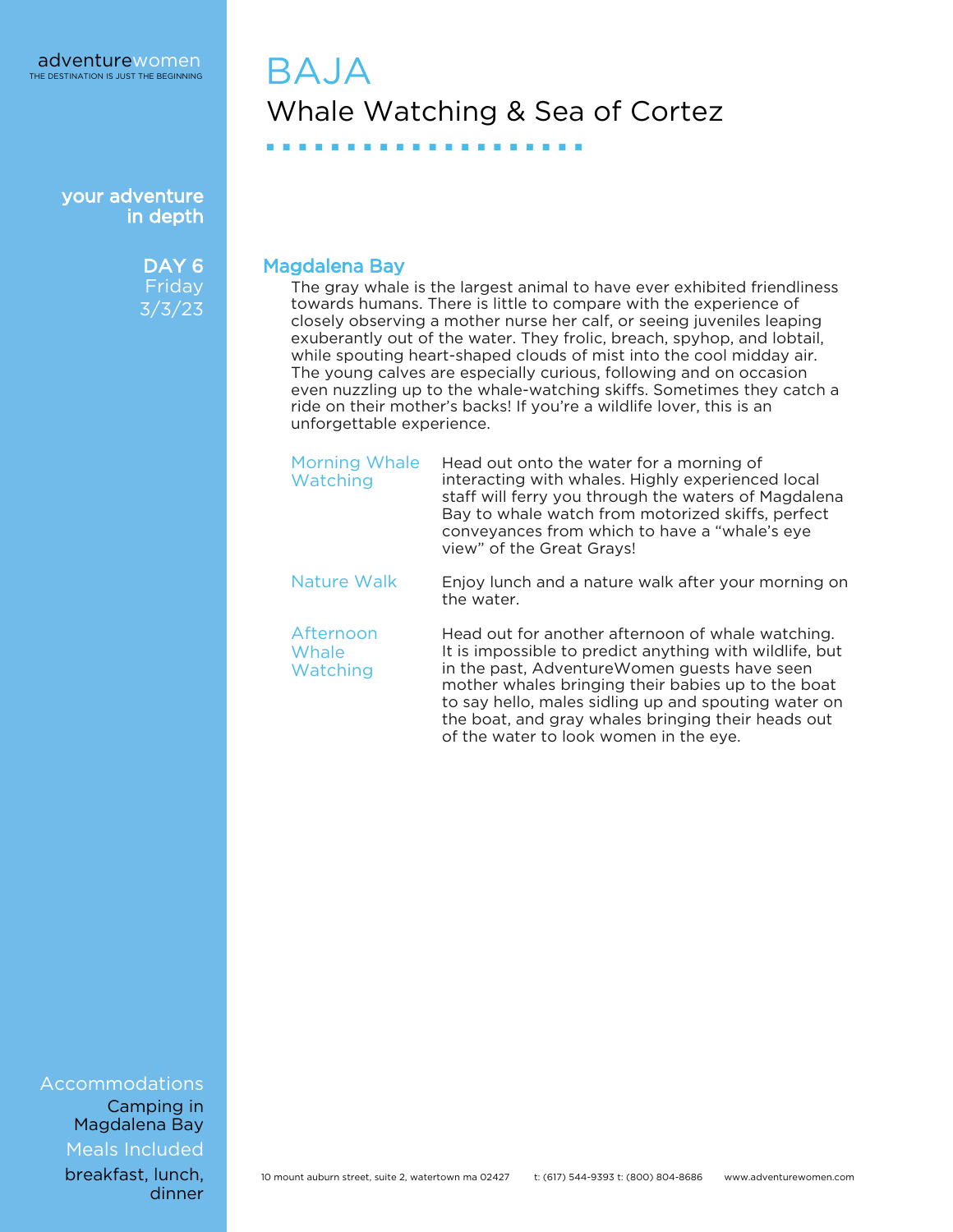# BAJA

## Whale Watching & Sea of Cortez

your adventure in depth

**DAY 6**
Friday
3/3/23

### Magdalena Bay

The gray whale is the largest animal to have ever exhibited friendliness towards humans. There is little to compare with the experience of closely observing a mother nurse her calf, or seeing juveniles leaping exuberantly out of the water. They frolic, breach, spyhop, and lobtail, while spouting heart-shaped clouds of mist into the cool midday air. The young calves are especially curious, following and on occasion even nuzzling up to the whale-watching skiffs. Sometimes they catch a ride on their mother's backs! If you're a wildlife lover, this is an unforgettable experience.

**Morning Whale Watching**
Head out onto the water for a morning of interacting with whales. Highly experienced local staff will ferry you through the waters of Magdalena Bay to whale watch from motorized skiffs, perfect conveyances from which to have a "whale's eye view" of the Great Grays!

**Nature Walk**
Enjoy lunch and a nature walk after your morning on the water.

**Afternoon Whale Watching**
Head out for another afternoon of whale watching. It is impossible to predict anything with wildlife, but in the past, AdventureWomen guests have seen mother whales bringing their babies up to the boat to say hello, males sidling up and spouting water on the boat, and gray whales bringing their heads out of the water to look women in the eye.

**Accommodations**
Camping in Magdalena Bay

**Meals Included**
breakfast, lunch, dinner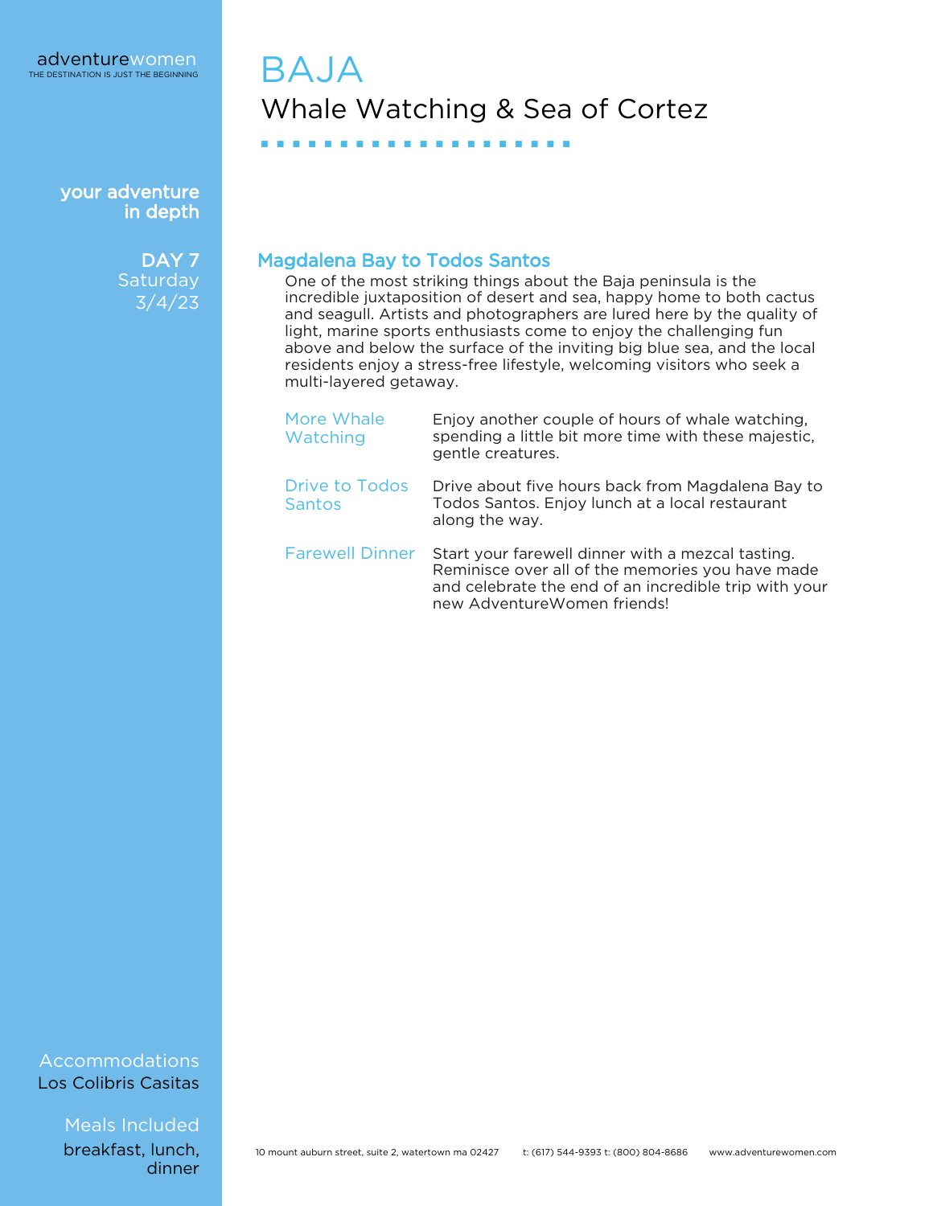# BAJA

## Whale Watching & Sea of Cortez

your adventure in depth

**DAY 7**
Saturday
3/4/23

### Magdalena Bay to Todos Santos

One of the most striking things about the Baja peninsula is the incredible juxtaposition of desert and sea, happy home to both cactus and seagull. Artists and photographers are lured here by the quality of light, marine sports enthusiasts come to enjoy the challenging fun above and below the surface of the inviting big blue sea, and the local residents enjoy a stress-free lifestyle, welcoming visitors who seek a multi-layered getaway.

**More Whale Watching**
Enjoy another couple of hours of whale watching, spending a little bit more time with these majestic, gentle creatures.

**Drive to Todos Santos**
Drive about five hours back from Magdalena Bay to Todos Santos. Enjoy lunch at a local restaurant along the way.

**Farewell Dinner**
Start your farewell dinner with a mezcal tasting. Reminisce over all of the memories you have made and celebrate the end of an incredible trip with your new AdventureWomen friends!

Accommodations
Los Colibris Casitas

Meals Included
breakfast, lunch, dinner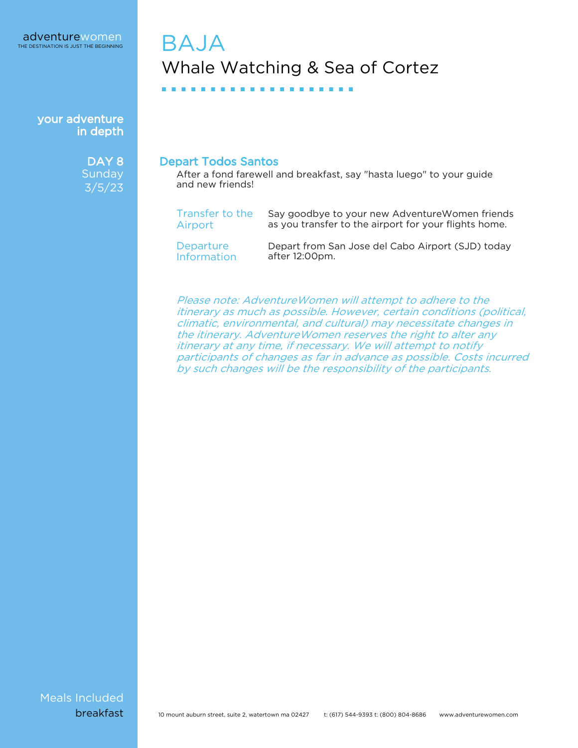# BAJA

## Whale Watching & Sea of Cortez

your adventure in depth

**DAY 8**
Sunday
3/5/23

### Depart Todos Santos

After a fond farewell and breakfast, say "hasta luego" to your guide and new friends!

| | |
|---|---|
| Transfer to the Airport | Say goodbye to your new AdventureWomen friends as you transfer to the airport for your flights home. |
| Departure Information | Depart from San Jose del Cabo Airport (SJD) today after 12:00pm. |

*Please note: AdventureWomen will attempt to adhere to the itinerary as much as possible. However, certain conditions (political, climatic, environmental, and cultural) may necessitate changes in the itinerary. AdventureWomen reserves the right to alter any itinerary at any time, if necessary. We will attempt to notify participants of changes as far in advance as possible. Costs incurred by such changes will be the responsibility of the participants.*

Meals Included
breakfast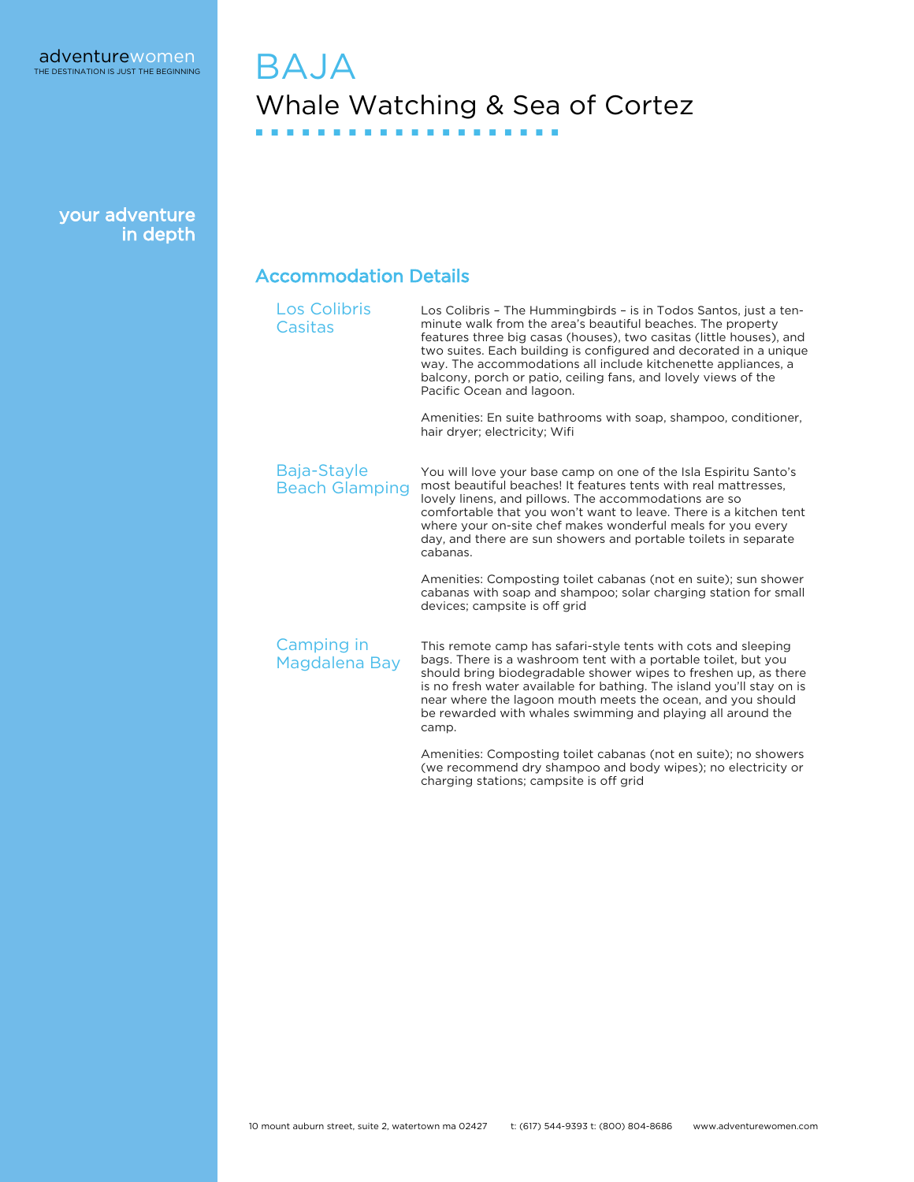# BAJA

## Whale Watching & Sea of Cortez

your adventure in depth

## Accommodation Details

### Los Colibris Casitas

Los Colibris – The Hummingbirds – is in Todos Santos, just a ten-minute walk from the area's beautiful beaches. The property features three big casas (houses), two casitas (little houses), and two suites. Each building is configured and decorated in a unique way. The accommodations all include kitchenette appliances, a balcony, porch or patio, ceiling fans, and lovely views of the Pacific Ocean and lagoon.

Amenities: En suite bathrooms with soap, shampoo, conditioner, hair dryer; electricity; Wifi

### Baja-Stayle Beach Glamping

You will love your base camp on one of the Isla Espiritu Santo's most beautiful beaches! It features tents with real mattresses, lovely linens, and pillows. The accommodations are so comfortable that you won't want to leave. There is a kitchen tent where your on-site chef makes wonderful meals for you every day, and there are sun showers and portable toilets in separate cabanas.

Amenities: Composting toilet cabanas (not en suite); sun shower cabanas with soap and shampoo; solar charging station for small devices; campsite is off grid

### Camping in Magdalena Bay

This remote camp has safari-style tents with cots and sleeping bags. There is a washroom tent with a portable toilet, but you should bring biodegradable shower wipes to freshen up, as there is no fresh water available for bathing. The island you'll stay on is near where the lagoon mouth meets the ocean, and you should be rewarded with whales swimming and playing all around the camp.

Amenities: Composting toilet cabanas (not en suite); no showers (we recommend dry shampoo and body wipes); no electricity or charging stations; campsite is off grid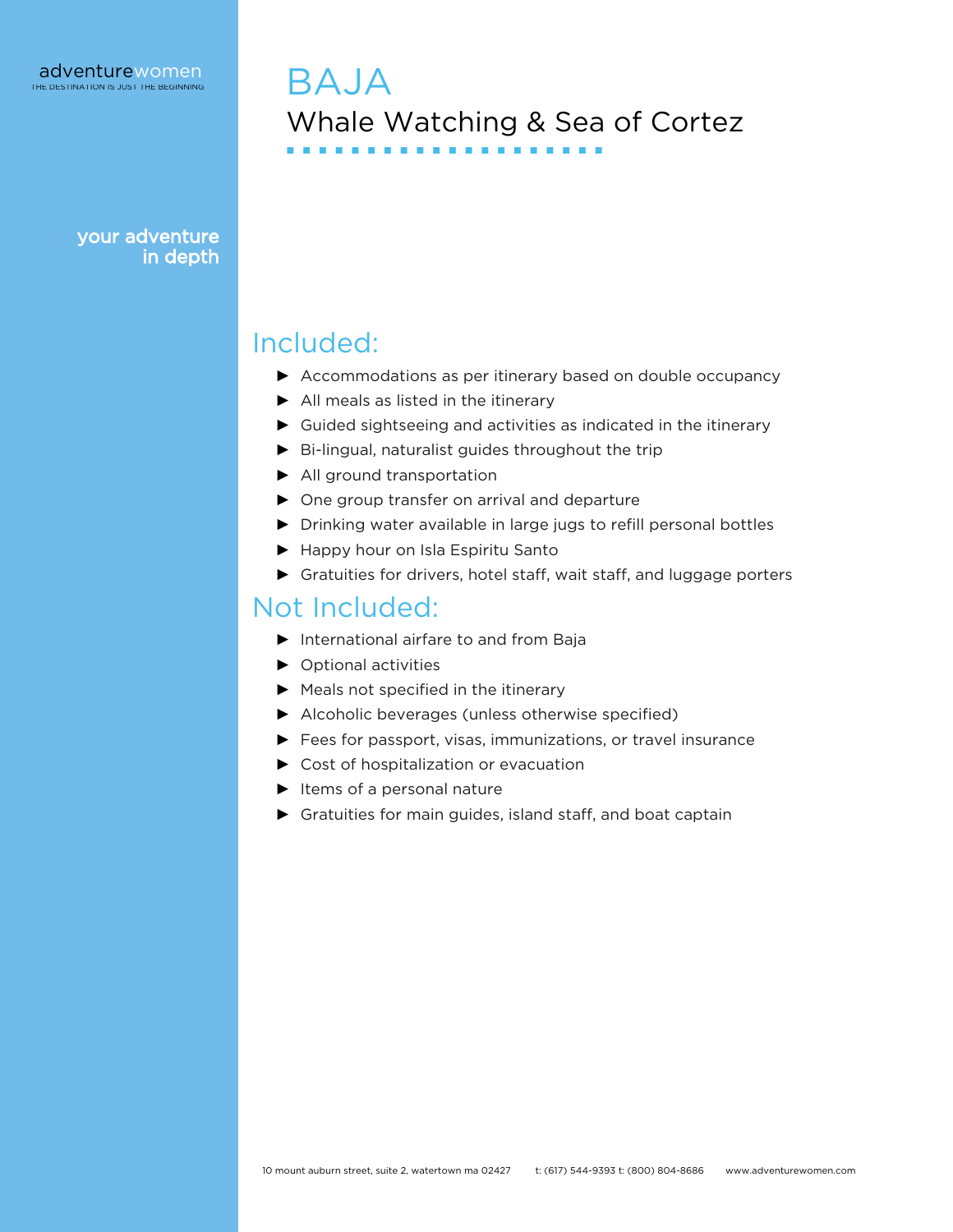# BAJA

## Whale Watching & Sea of Cortez

your adventure in depth

## Included:

- Accommodations as per itinerary based on double occupancy
- All meals as listed in the itinerary
- Guided sightseeing and activities as indicated in the itinerary
- Bi-lingual, naturalist guides throughout the trip
- All ground transportation
- One group transfer on arrival and departure
- Drinking water available in large jugs to refill personal bottles
- Happy hour on Isla Espiritu Santo
- Gratuities for drivers, hotel staff, wait staff, and luggage porters

## Not Included:

- International airfare to and from Baja
- Optional activities
- Meals not specified in the itinerary
- Alcoholic beverages (unless otherwise specified)
- Fees for passport, visas, immunizations, or travel insurance
- Cost of hospitalization or evacuation
- Items of a personal nature
- Gratuities for main guides, island staff, and boat captain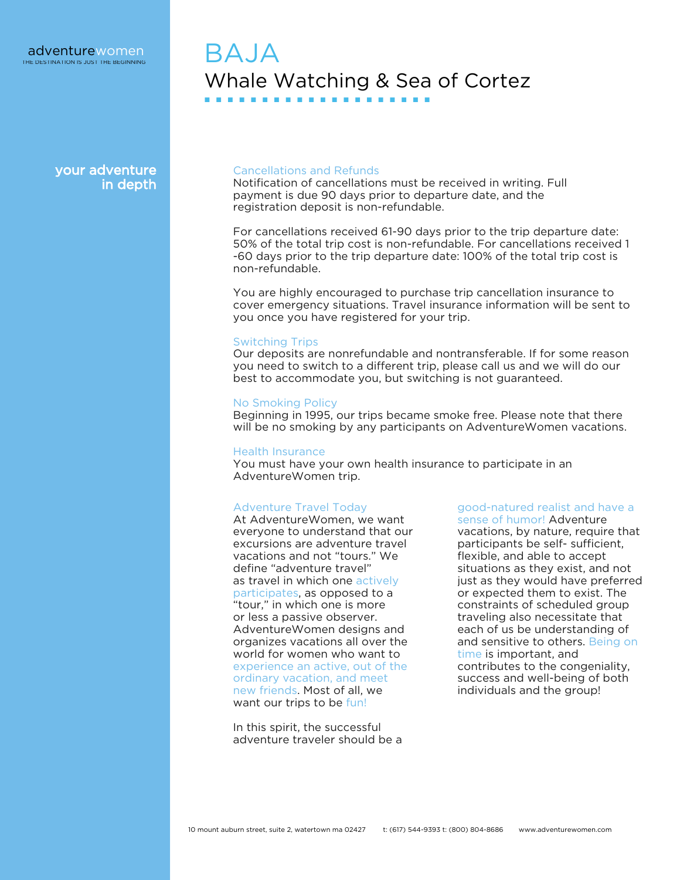# BAJA

## Whale Watching & Sea of Cortez

**your adventure in depth**

### Cancellations and Refunds

Notification of cancellations must be received in writing. Full payment is due 90 days prior to departure date, and the registration deposit is non-refundable.

For cancellations received 61-90 days prior to the trip departure date: 50% of the total trip cost is non-refundable. For cancellations received 1-60 days prior to the trip departure date: 100% of the total trip cost is non-refundable.

You are highly encouraged to purchase trip cancellation insurance to cover emergency situations. Travel insurance information will be sent to you once you have registered for your trip.

### Switching Trips

Our deposits are nonrefundable and nontransferable. If for some reason you need to switch to a different trip, please call us and we will do our best to accommodate you, but switching is not guaranteed.

### No Smoking Policy

Beginning in 1995, our trips became smoke free. Please note that there will be no smoking by any participants on AdventureWomen vacations.

### Health Insurance

You must have your own health insurance to participate in an AdventureWomen trip.

### Adventure Travel Today

At AdventureWomen, we want everyone to understand that our excursions are adventure travel vacations and not "tours." We define "adventure travel" as travel in which one actively participates, as opposed to a "tour," in which one is more or less a passive observer. AdventureWomen designs and organizes vacations all over the world for women who want to experience an active, out of the ordinary vacation, and meet new friends. Most of all, we want our trips to be fun!

In this spirit, the successful adventure traveler should be a good-natured realist and have a sense of humor! Adventure vacations, by nature, require that participants be self- sufficient, flexible, and able to accept situations as they exist, and not just as they would have preferred or expected them to exist. The constraints of scheduled group traveling also necessitate that each of us be understanding of and sensitive to others. Being on time is important, and contributes to the congeniality, success and well-being of both individuals and the group!

10 mount auburn street, suite 2, watertown ma 02427 t: (617) 544-9393 t: (800) 804-8686 www.adventurewomen.com